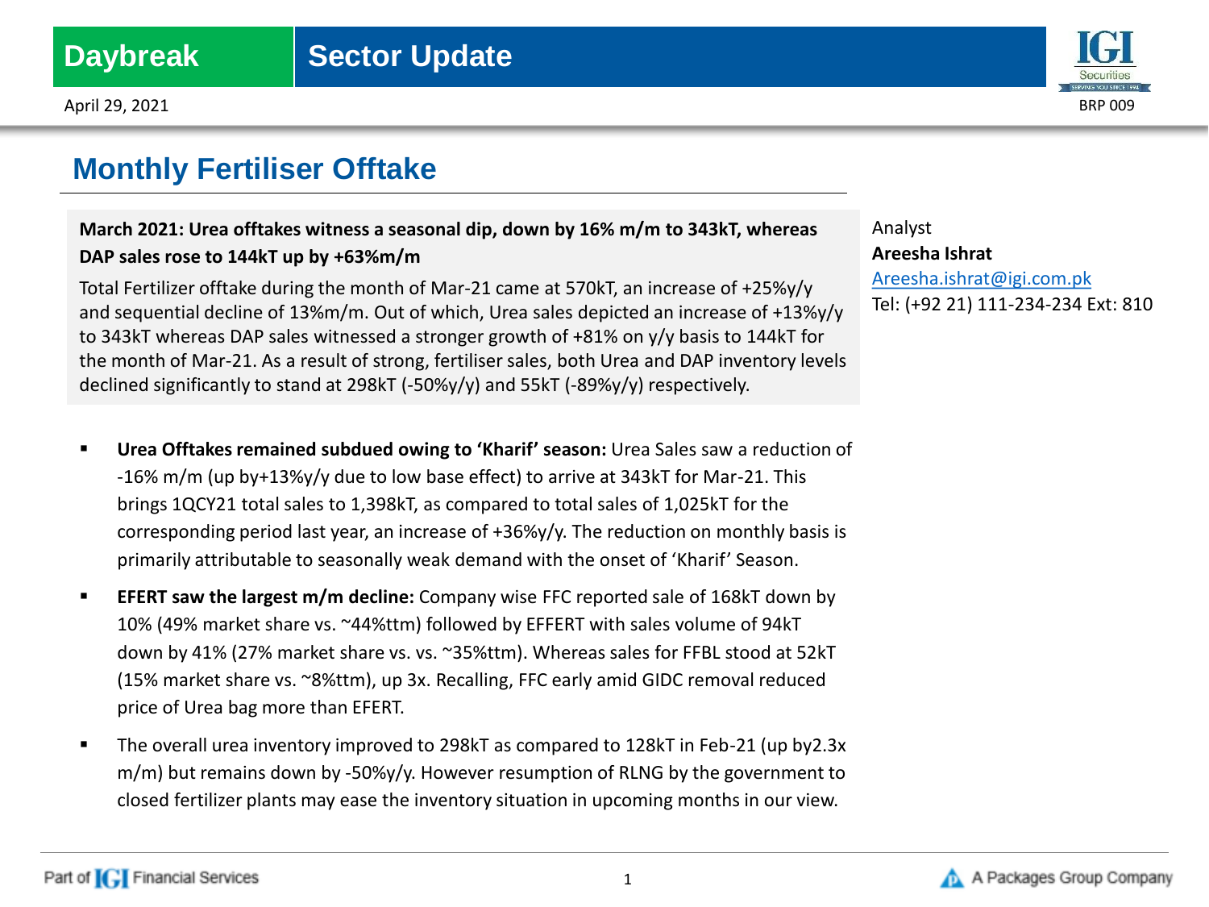Daybreak | Sector Update

April 29, 2021

# Monthly Fertiliser Offtake

**March 2021: Urea offtakes witness a seasonal dip, down by 16% m/m to 343kT, whereas DAP sales rose to 144kT up by +63%m/m**

Total Fertilizer offtake during the month of Mar-21 came at 570kT, an increase of +25%y/y and sequential decline of 13%m/m. Out of which, Urea sales depicted an increase of +13%y/y to 343kT whereas DAP sales witnessed a stronger growth of +81% on y/y basis to 144kT for the month of Mar-21. As a result of strong, fertiliser sales, both Urea and DAP inventory levels declined significantly to stand at 298kT (-50%y/y) and 55kT (-89%y/y) respectively.

Analyst
**Areesha Ishrat**
Areesha.ishrat@igi.com.pk
Tel: (+92 21) 111-234-234 Ext: 810

- **Urea Offtakes remained subdued owing to 'Kharif' season:** Urea Sales saw a reduction of -16% m/m (up by+13%y/y due to low base effect) to arrive at 343kT for Mar-21. This brings 1QCY21 total sales to 1,398kT, as compared to total sales of 1,025kT for the corresponding period last year, an increase of +36%y/y. The reduction on monthly basis is primarily attributable to seasonally weak demand with the onset of 'Kharif' Season.
- **EFERT saw the largest m/m decline:** Company wise FFC reported sale of 168kT down by 10% (49% market share vs. ~44%ttm) followed by EFFERT with sales volume of 94kT down by 41% (27% market share vs. vs. ~35%ttm). Whereas sales for FFBL stood at 52kT (15% market share vs. ~8%ttm), up 3x. Recalling, FFC early amid GIDC removal reduced price of Urea bag more than EFERT.
- The overall urea inventory improved to 298kT as compared to 128kT in Feb-21 (up by2.3x m/m) but remains down by -50%y/y. However resumption of RLNG by the government to closed fertilizer plants may ease the inventory situation in upcoming months in our view.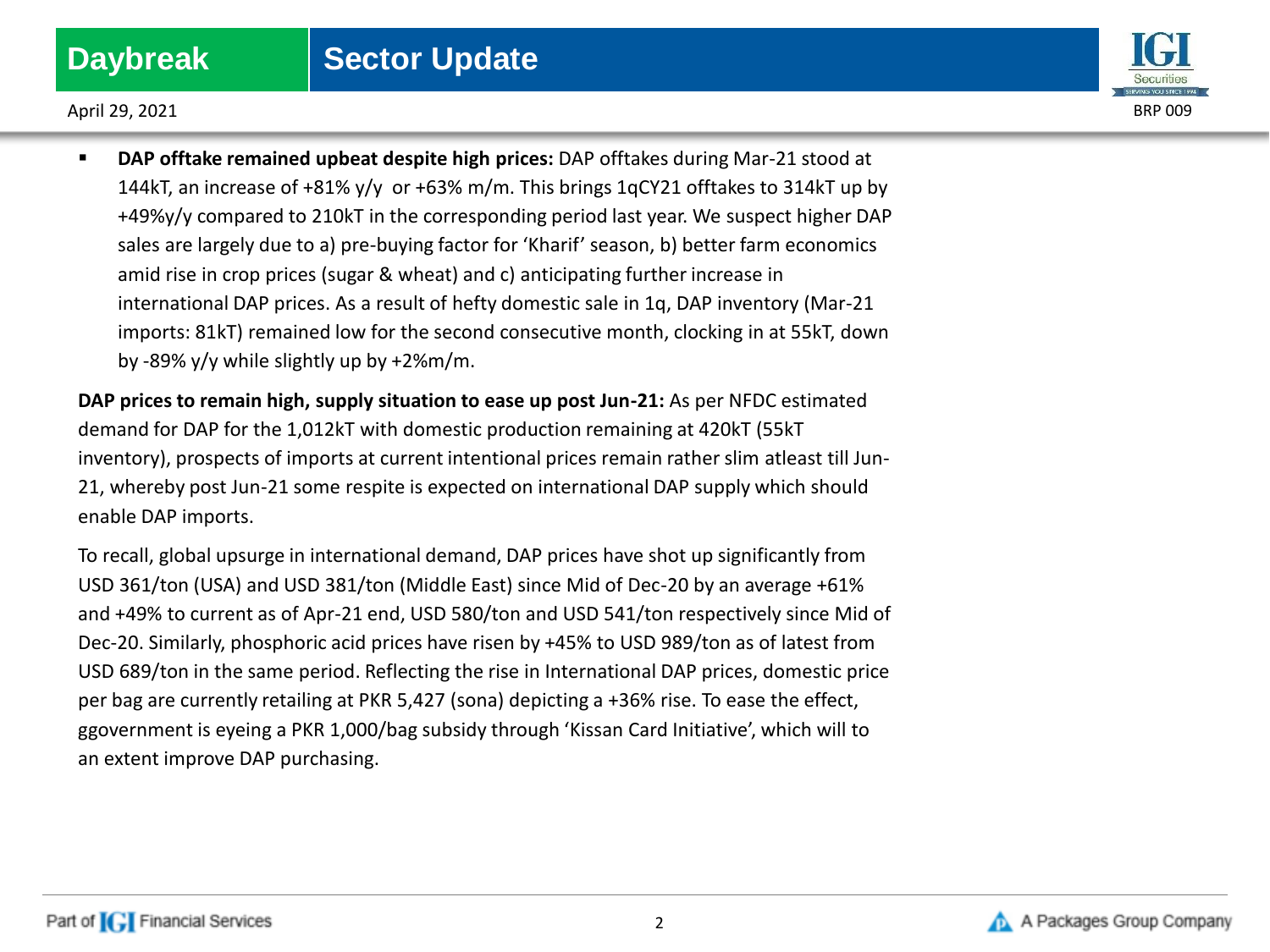- **DAP offtake remained upbeat despite high prices:** DAP offtakes during Mar-21 stood at 144kT, an increase of +81% y/y  or +63% m/m. This brings 1qCY21 offtakes to 314kT up by +49%y/y compared to 210kT in the corresponding period last year. We suspect higher DAP sales are largely due to a) pre-buying factor for 'Kharif' season, b) better farm economics amid rise in crop prices (sugar & wheat) and c) anticipating further increase in international DAP prices. As a result of hefty domestic sale in 1q, DAP inventory (Mar-21 imports: 81kT) remained low for the second consecutive month, clocking in at 55kT, down by -89% y/y while slightly up by +2%m/m.

**DAP prices to remain high, supply situation to ease up post Jun-21:** As per NFDC estimated demand for DAP for the 1,012kT with domestic production remaining at 420kT (55kT inventory), prospects of imports at current intentional prices remain rather slim atleast till Jun-21, whereby post Jun-21 some respite is expected on international DAP supply which should enable DAP imports.

To recall, global upsurge in international demand, DAP prices have shot up significantly from USD 361/ton (USA) and USD 381/ton (Middle East) since Mid of Dec-20 by an average +61% and +49% to current as of Apr-21 end, USD 580/ton and USD 541/ton respectively since Mid of Dec-20. Similarly, phosphoric acid prices have risen by +45% to USD 989/ton as of latest from USD 689/ton in the same period. Reflecting the rise in International DAP prices, domestic price per bag are currently retailing at PKR 5,427 (sona) depicting a +36% rise. To ease the effect, ggovernment is eyeing a PKR 1,000/bag subsidy through 'Kissan Card Initiative', which will to an extent improve DAP purchasing.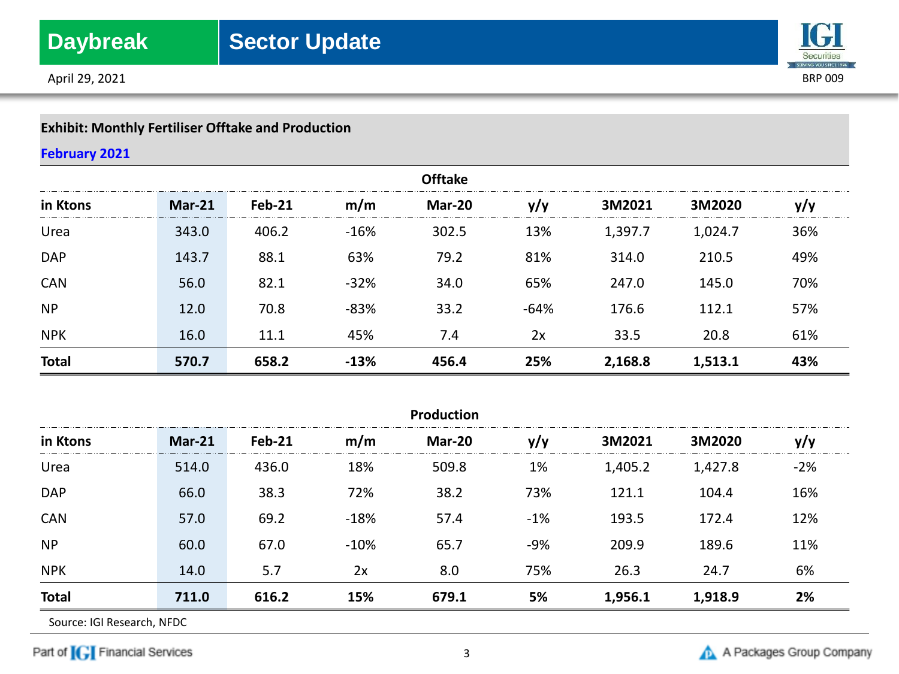**Exhibit: Monthly Fertiliser Offtake and Production**

**February 2021**

| Offtake | | | | | | | | |
|---|---|---|---|---|---|---|---|---|
| **in Ktons** | **Mar-21** | **Feb-21** | **m/m** | **Mar-20** | **y/y** | **3M2021** | **3M2020** | **y/y** |
| Urea | 343.0 | 406.2 | -16% | 302.5 | 13% | 1,397.7 | 1,024.7 | 36% |
| DAP | 143.7 | 88.1 | 63% | 79.2 | 81% | 314.0 | 210.5 | 49% |
| CAN | 56.0 | 82.1 | -32% | 34.0 | 65% | 247.0 | 145.0 | 70% |
| NP | 12.0 | 70.8 | -83% | 33.2 | -64% | 176.6 | 112.1 | 57% |
| NPK | 16.0 | 11.1 | 45% | 7.4 | 2x | 33.5 | 20.8 | 61% |
| **Total** | **570.7** | **658.2** | **-13%** | **456.4** | **25%** | **2,168.8** | **1,513.1** | **43%** |

| Production | | | | | | | | |
|---|---|---|---|---|---|---|---|---|
| **in Ktons** | **Mar-21** | **Feb-21** | **m/m** | **Mar-20** | **y/y** | **3M2021** | **3M2020** | **y/y** |
| Urea | 514.0 | 436.0 | 18% | 509.8 | 1% | 1,405.2 | 1,427.8 | -2% |
| DAP | 66.0 | 38.3 | 72% | 38.2 | 73% | 121.1 | 104.4 | 16% |
| CAN | 57.0 | 69.2 | -18% | 57.4 | -1% | 193.5 | 172.4 | 12% |
| NP | 60.0 | 67.0 | -10% | 65.7 | -9% | 209.9 | 189.6 | 11% |
| NPK | 14.0 | 5.7 | 2x | 8.0 | 75% | 26.3 | 24.7 | 6% |
| **Total** | **711.0** | **616.2** | **15%** | **679.1** | **5%** | **1,956.1** | **1,918.9** | **2%** |

Source: IGI Research, NFDC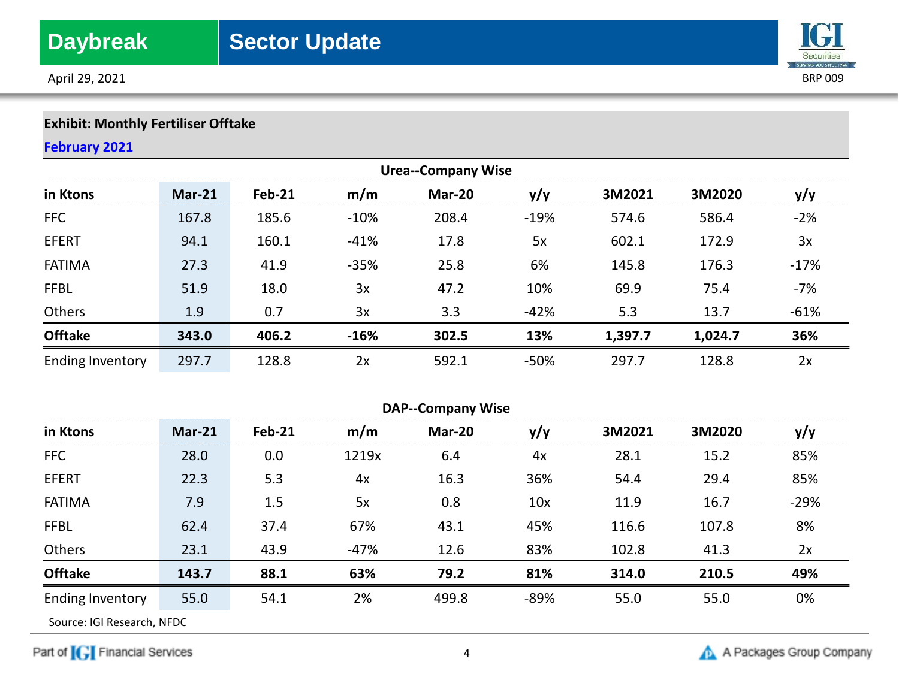**Exhibit: Monthly Fertiliser Offtake**

**February 2021**

**Urea--Company Wise**

| in Ktons | Mar-21 | Feb-21 | m/m | Mar-20 | y/y | 3M2021 | 3M2020 | y/y |
|---|---|---|---|---|---|---|---|---|
| FFC | 167.8 | 185.6 | -10% | 208.4 | -19% | 574.6 | 586.4 | -2% |
| EFERT | 94.1 | 160.1 | -41% | 17.8 | 5x | 602.1 | 172.9 | 3x |
| FATIMA | 27.3 | 41.9 | -35% | 25.8 | 6% | 145.8 | 176.3 | -17% |
| FFBL | 51.9 | 18.0 | 3x | 47.2 | 10% | 69.9 | 75.4 | -7% |
| Others | 1.9 | 0.7 | 3x | 3.3 | -42% | 5.3 | 13.7 | -61% |
| **Offtake** | **343.0** | **406.2** | **-16%** | **302.5** | **13%** | **1,397.7** | **1,024.7** | **36%** |
| Ending Inventory | 297.7 | 128.8 | 2x | 592.1 | -50% | 297.7 | 128.8 | 2x |

**DAP--Company Wise**

| in Ktons | Mar-21 | Feb-21 | m/m | Mar-20 | y/y | 3M2021 | 3M2020 | y/y |
|---|---|---|---|---|---|---|---|---|
| FFC | 28.0 | 0.0 | 1219x | 6.4 | 4x | 28.1 | 15.2 | 85% |
| EFERT | 22.3 | 5.3 | 4x | 16.3 | 36% | 54.4 | 29.4 | 85% |
| FATIMA | 7.9 | 1.5 | 5x | 0.8 | 10x | 11.9 | 16.7 | -29% |
| FFBL | 62.4 | 37.4 | 67% | 43.1 | 45% | 116.6 | 107.8 | 8% |
| Others | 23.1 | 43.9 | -47% | 12.6 | 83% | 102.8 | 41.3 | 2x |
| **Offtake** | **143.7** | **88.1** | **63%** | **79.2** | **81%** | **314.0** | **210.5** | **49%** |
| Ending Inventory | 55.0 | 54.1 | 2% | 499.8 | -89% | 55.0 | 55.0 | 0% |

Source: IGI Research, NFDC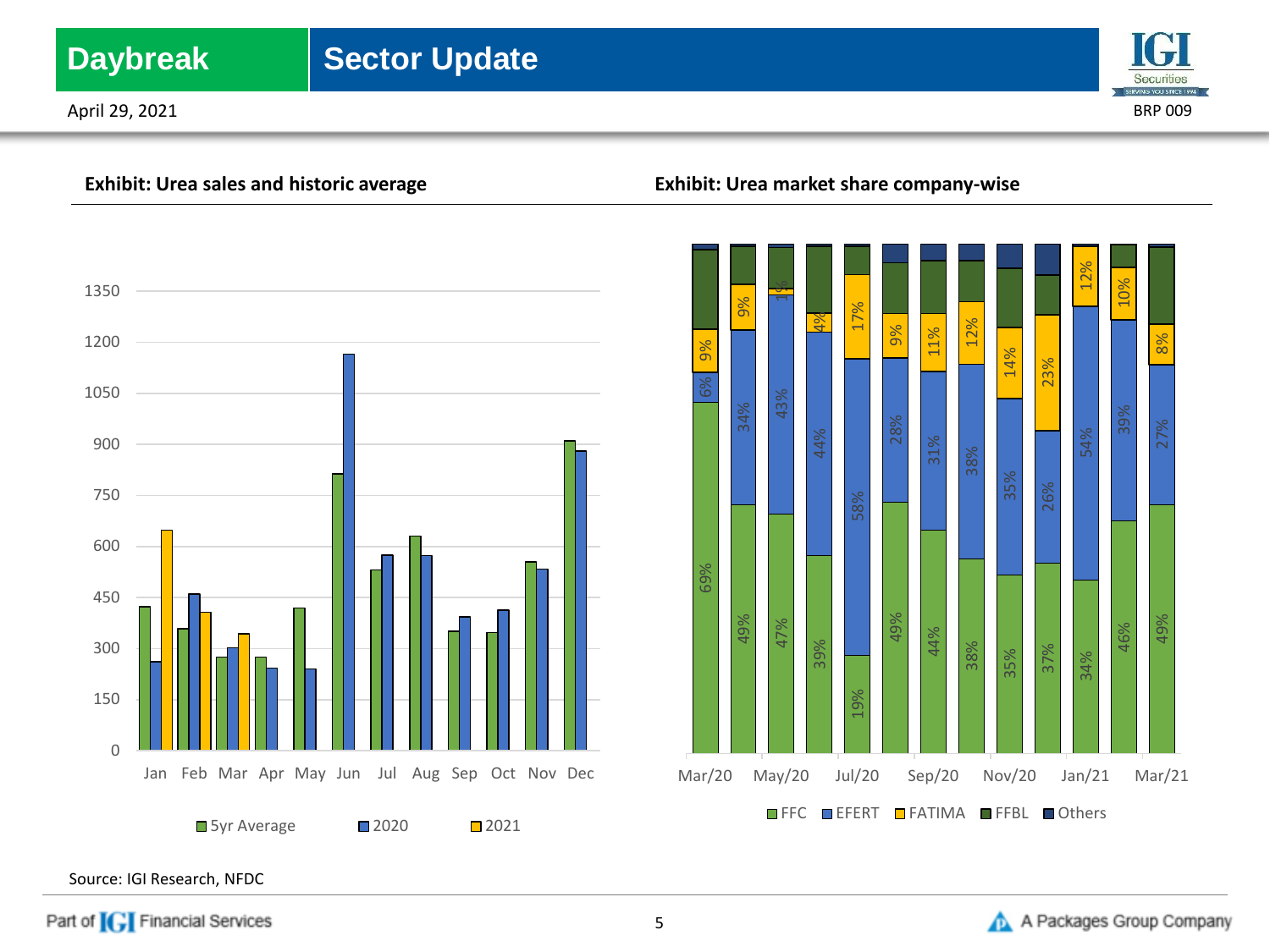**Exhibit: Urea sales and historic average**

**Exhibit: Urea market share company-wise**

Source: IGI Research, NFDC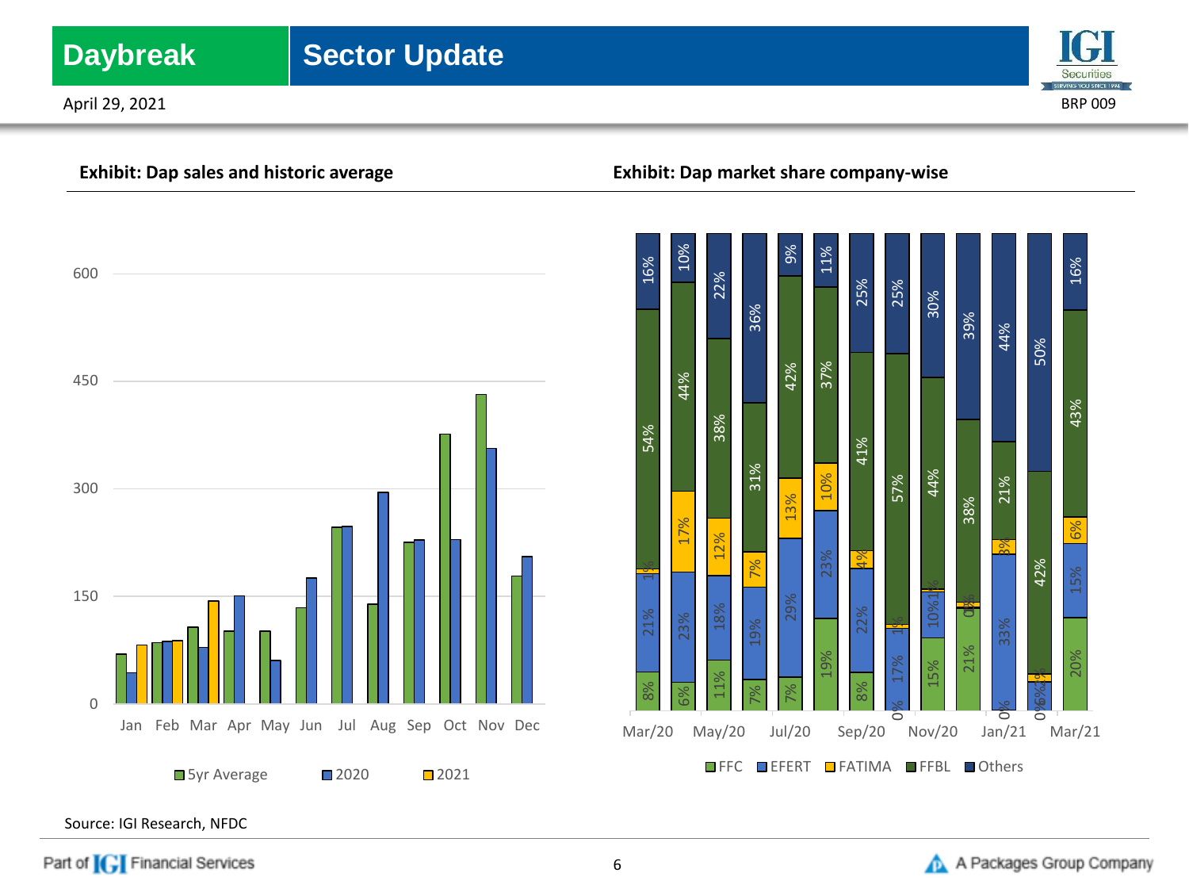**Exhibit: Dap sales and historic average**

**Exhibit: Dap market share company-wise**

Source: IGI Research, NFDC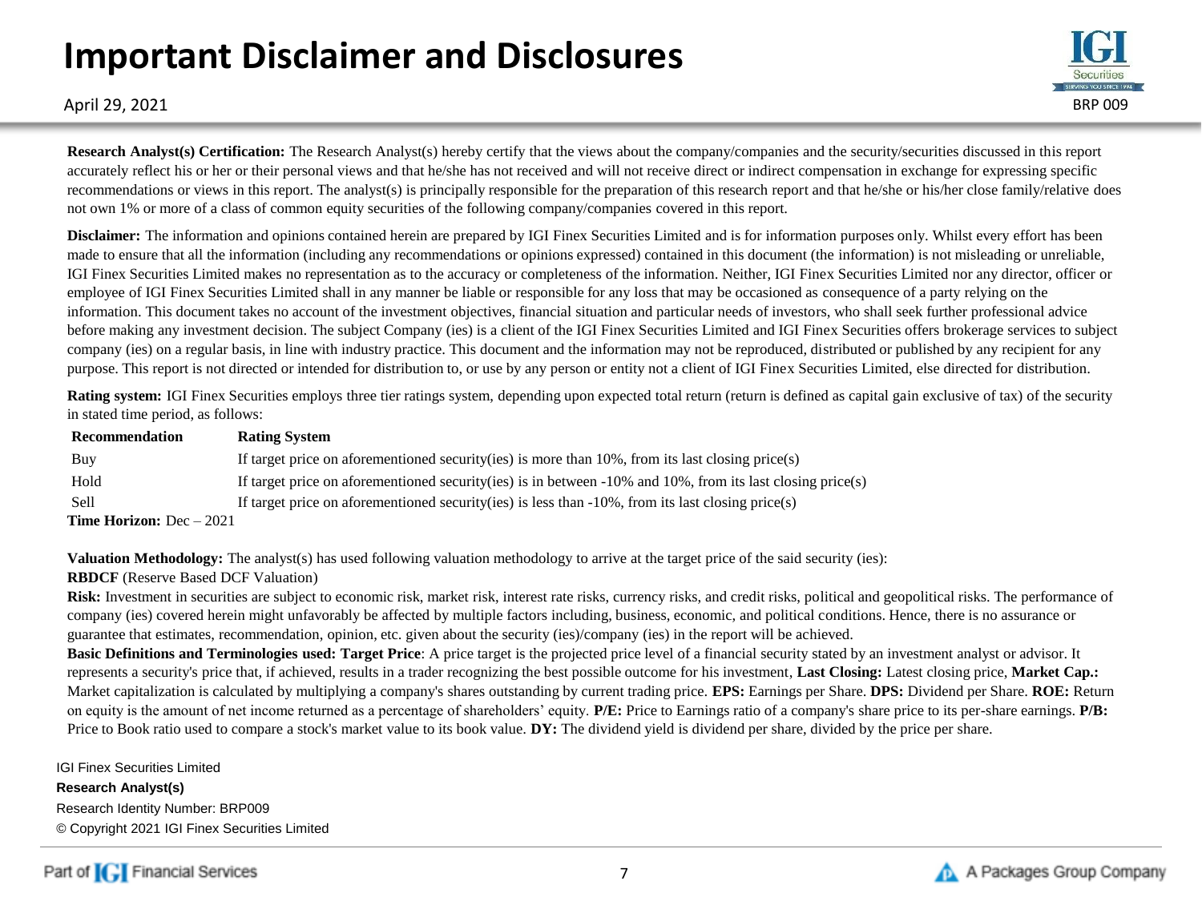# Important Disclaimer and Disclosures

April 29, 2021

**Research Analyst(s) Certification:** The Research Analyst(s) hereby certify that the views about the company/companies and the security/securities discussed in this report accurately reflect his or her or their personal views and that he/she has not received and will not receive direct or indirect compensation in exchange for expressing specific recommendations or views in this report. The analyst(s) is principally responsible for the preparation of this research report and that he/she or his/her close family/relative does not own 1% or more of a class of common equity securities of the following company/companies covered in this report.

**Disclaimer:** The information and opinions contained herein are prepared by IGI Finex Securities Limited and is for information purposes only. Whilst every effort has been made to ensure that all the information (including any recommendations or opinions expressed) contained in this document (the information) is not misleading or unreliable, IGI Finex Securities Limited makes no representation as to the accuracy or completeness of the information. Neither, IGI Finex Securities Limited nor any director, officer or employee of IGI Finex Securities Limited shall in any manner be liable or responsible for any loss that may be occasioned as consequence of a party relying on the information. This document takes no account of the investment objectives, financial situation and particular needs of investors, who shall seek further professional advice before making any investment decision. The subject Company (ies) is a client of the IGI Finex Securities Limited and IGI Finex Securities offers brokerage services to subject company (ies) on a regular basis, in line with industry practice. This document and the information may not be reproduced, distributed or published by any recipient for any purpose. This report is not directed or intended for distribution to, or use by any person or entity not a client of IGI Finex Securities Limited, else directed for distribution.

**Rating system:** IGI Finex Securities employs three tier ratings system, depending upon expected total return (return is defined as capital gain exclusive of tax) of the security in stated time period, as follows:

| Recommendation | Rating System |
|---|---|
| Buy | If target price on aforementioned security(ies) is more than 10%, from its last closing price(s) |
| Hold | If target price on aforementioned security(ies) is in between -10% and 10%, from its last closing price(s) |
| Sell | If target price on aforementioned security(ies) is less than -10%, from its last closing price(s) |

**Time Horizon:** Dec – 2021

**Valuation Methodology:** The analyst(s) has used following valuation methodology to arrive at the target price of the said security (ies):

**RBDCF** (Reserve Based DCF Valuation)

**Risk:** Investment in securities are subject to economic risk, market risk, interest rate risks, currency risks, and credit risks, political and geopolitical risks. The performance of company (ies) covered herein might unfavorably be affected by multiple factors including, business, economic, and political conditions. Hence, there is no assurance or guarantee that estimates, recommendation, opinion, etc. given about the security (ies)/company (ies) in the report will be achieved.

**Basic Definitions and Terminologies used: Target Price**: A price target is the projected price level of a financial security stated by an investment analyst or advisor. It represents a security's price that, if achieved, results in a trader recognizing the best possible outcome for his investment, **Last Closing:** Latest closing price, **Market Cap.:** Market capitalization is calculated by multiplying a company's shares outstanding by current trading price. **EPS:** Earnings per Share. **DPS:** Dividend per Share. **ROE:** Return on equity is the amount of net income returned as a percentage of shareholders' equity. **P/E:** Price to Earnings ratio of a company's share price to its per-share earnings. **P/B:** Price to Book ratio used to compare a stock's market value to its book value. **DY:** The dividend yield is dividend per share, divided by the price per share.

IGI Finex Securities Limited

**Research Analyst(s)**

Research Identity Number: BRP009

© Copyright 2021 IGI Finex Securities Limited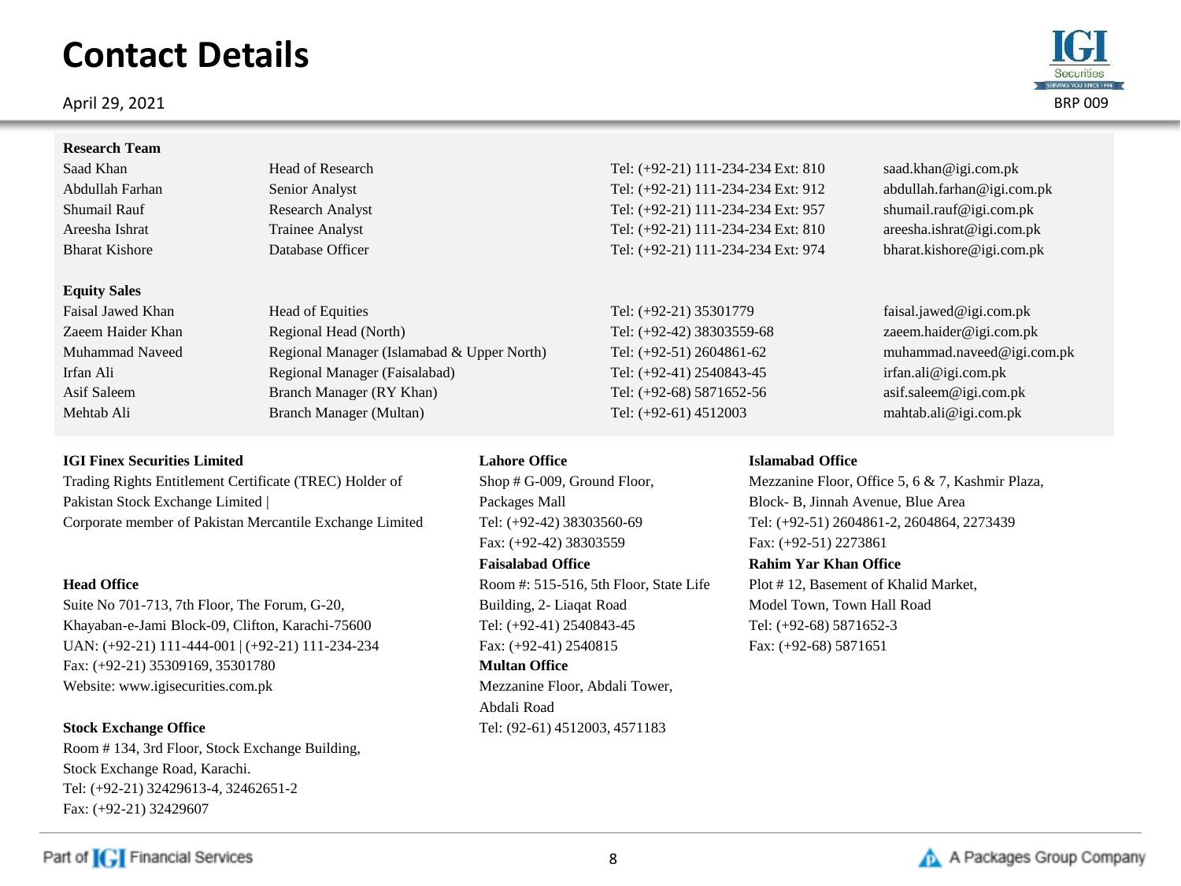# Contact Details

April 29, 2021

BRP 009

**Research Team**

| | | | |
|---|---|---|---|
| Saad Khan | Head of Research | Tel: (+92-21) 111-234-234 Ext: 810 | saad.khan@igi.com.pk |
| Abdullah Farhan | Senior Analyst | Tel: (+92-21) 111-234-234 Ext: 912 | abdullah.farhan@igi.com.pk |
| Shumail Rauf | Research Analyst | Tel: (+92-21) 111-234-234 Ext: 957 | shumail.rauf@igi.com.pk |
| Areesha Ishrat | Trainee Analyst | Tel: (+92-21) 111-234-234 Ext: 810 | areesha.ishrat@igi.com.pk |
| Bharat Kishore | Database Officer | Tel: (+92-21) 111-234-234 Ext: 974 | bharat.kishore@igi.com.pk |

**Equity Sales**

| | | | |
|---|---|---|---|
| Faisal Jawed Khan | Head of Equities | Tel: (+92-21) 35301779 | faisal.jawed@igi.com.pk |
| Zaeem Haider Khan | Regional Head (North) | Tel: (+92-42) 38303559-68 | zaeem.haider@igi.com.pk |
| Muhammad Naveed | Regional Manager (Islamabad & Upper North) | Tel: (+92-51) 2604861-62 | muhammad.naveed@igi.com.pk |
| Irfan Ali | Regional Manager (Faisalabad) | Tel: (+92-41) 2540843-45 | irfan.ali@igi.com.pk |
| Asif Saleem | Branch Manager (RY Khan) | Tel: (+92-68) 5871652-56 | asif.saleem@igi.com.pk |
| Mehtab Ali | Branch Manager (Multan) | Tel: (+92-61) 4512003 | mahtab.ali@igi.com.pk |

**IGI Finex Securities Limited**
Trading Rights Entitlement Certificate (TREC) Holder of Pakistan Stock Exchange Limited |
Corporate member of Pakistan Mercantile Exchange Limited

**Head Office**
Suite No 701-713, 7th Floor, The Forum, G-20,
Khayaban-e-Jami Block-09, Clifton, Karachi-75600
UAN: (+92-21) 111-444-001 | (+92-21) 111-234-234
Fax: (+92-21) 35309169, 35301780
Website: www.igisecurities.com.pk

**Stock Exchange Office**
Room # 134, 3rd Floor, Stock Exchange Building,
Stock Exchange Road, Karachi.
Tel: (+92-21) 32429613-4, 32462651-2
Fax: (+92-21) 32429607

**Lahore Office**
Shop # G-009, Ground Floor,
Packages Mall
Tel: (+92-42) 38303560-69
Fax: (+92-42) 38303559

**Faisalabad Office**
Room #: 515-516, 5th Floor, State Life Building, 2- Liaqat Road
Tel: (+92-41) 2540843-45
Fax: (+92-41) 2540815

**Multan Office**
Mezzanine Floor, Abdali Tower,
Abdali Road
Tel: (92-61) 4512003, 4571183

**Islamabad Office**
Mezzanine Floor, Office 5, 6 & 7, Kashmir Plaza,
Block- B, Jinnah Avenue, Blue Area
Tel: (+92-51) 2604861-2, 2604864, 2273439
Fax: (+92-51) 2273861

**Rahim Yar Khan Office**
Plot # 12, Basement of Khalid Market,
Model Town, Town Hall Road
Tel: (+92-68) 5871652-3
Fax: (+92-68) 5871651

Part of IGI Financial Services

A Packages Group Company